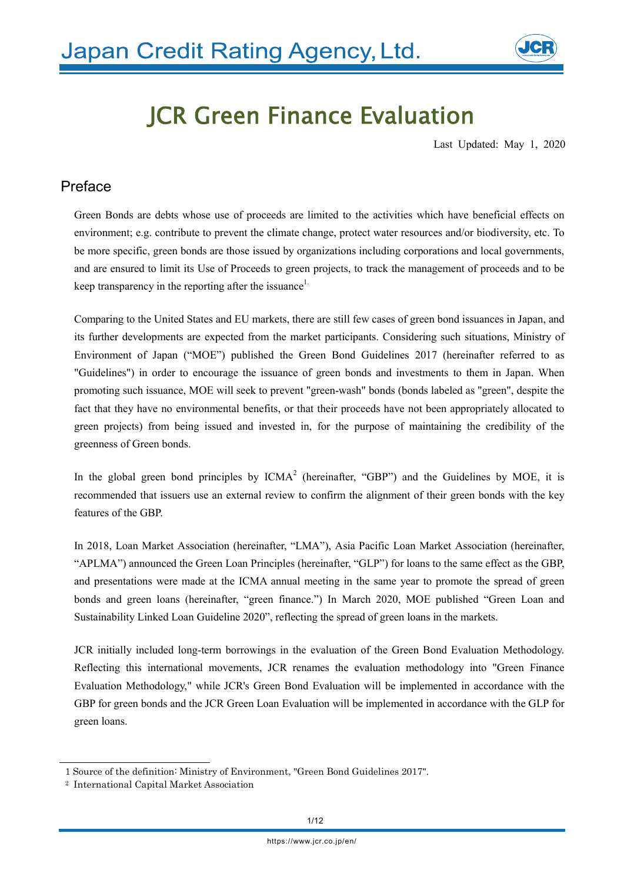# JCR Green Finance Evaluation

Last Updated: May 1, 2020

## Preface

Green Bonds are debts whose use of proceeds are limited to the activities which have beneficial effects on environment; e.g. contribute to prevent the climate change, protect water resources and/or biodiversity, etc. To be more specific, green bonds are those issued by organizations including corporations and local governments, and are ensured to limit its Use of Proceeds to green projects, to track the management of proceeds and to be keep transparency in the reporting after the issuance[1].

Comparing to the United States and EU markets, there are still few cases of green bond issuances in Japan, and its further developments are expected from the market participants. Considering such situations, Ministry of Environment of Japan ("MOE") published the Green Bond Guidelines 2017 (hereinafter referred to as "Guidelines") in order to encourage the issuance of green bonds and investments to them in Japan. When promoting such issuance, MOE will seek to prevent "green-wash" bonds (bonds labeled as "green", despite the fact that they have no environmental benefits, or that their proceeds have not been appropriately allocated to green projects) from being issued and invested in, for the purpose of maintaining the credibility of the greenness of Green bonds.

In the global green bond principles by ICMA[2] (hereinafter, "GBP") and the Guidelines by MOE, it is recommended that issuers use an external review to confirm the alignment of their green bonds with the key features of the GBP.

In 2018, Loan Market Association (hereinafter, "LMA"), Asia Pacific Loan Market Association (hereinafter, "APLMA") announced the Green Loan Principles (hereinafter, "GLP") for loans to the same effect as the GBP, and presentations were made at the ICMA annual meeting in the same year to promote the spread of green bonds and green loans (hereinafter, "green finance.") In March 2020, MOE published "Green Loan and Sustainability Linked Loan Guideline 2020", reflecting the spread of green loans in the markets.

JCR initially included long-term borrowings in the evaluation of the Green Bond Evaluation Methodology. Reflecting this international movements, JCR renames the evaluation methodology into "Green Finance Evaluation Methodology," while JCR's Green Bond Evaluation will be implemented in accordance with the GBP for green bonds and the JCR Green Loan Evaluation will be implemented in accordance with the GLP for green loans.

---

1 Source of the definition: Ministry of Environment, "Green Bond Guidelines 2017".

2 International Capital Market Association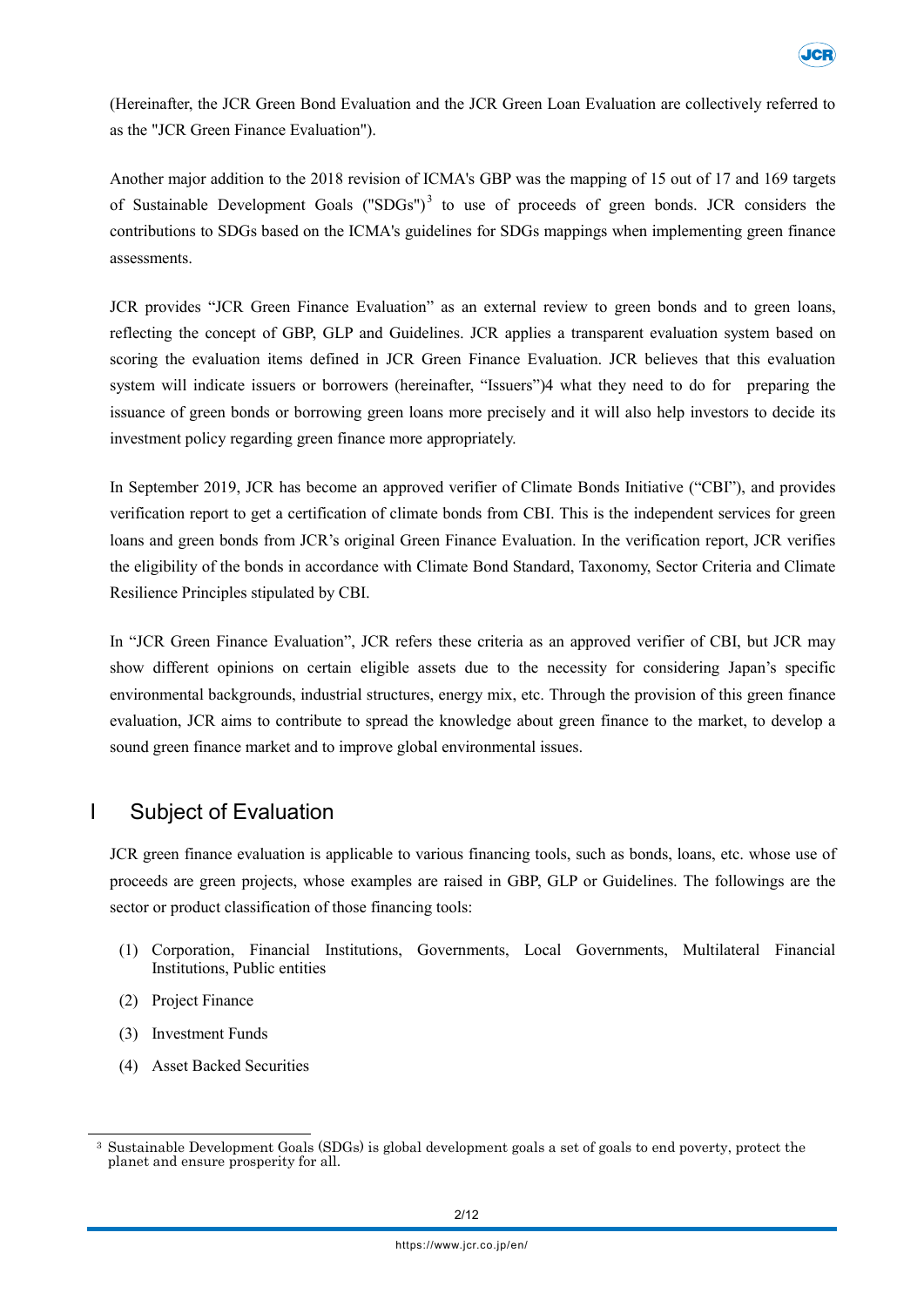(Hereinafter, the JCR Green Bond Evaluation and the JCR Green Loan Evaluation are collectively referred to as the "JCR Green Finance Evaluation").

Another major addition to the 2018 revision of ICMA's GBP was the mapping of 15 out of 17 and 169 targets of Sustainable Development Goals ("SDGs")[3] to use of proceeds of green bonds. JCR considers the contributions to SDGs based on the ICMA's guidelines for SDGs mappings when implementing green finance assessments.

JCR provides "JCR Green Finance Evaluation" as an external review to green bonds and to green loans, reflecting the concept of GBP, GLP and Guidelines. JCR applies a transparent evaluation system based on scoring the evaluation items defined in JCR Green Finance Evaluation. JCR believes that this evaluation system will indicate issuers or borrowers (hereinafter, "Issuers")4 what they need to do for preparing the issuance of green bonds or borrowing green loans more precisely and it will also help investors to decide its investment policy regarding green finance more appropriately.

In September 2019, JCR has become an approved verifier of Climate Bonds Initiative ("CBI"), and provides verification report to get a certification of climate bonds from CBI. This is the independent services for green loans and green bonds from JCR's original Green Finance Evaluation. In the verification report, JCR verifies the eligibility of the bonds in accordance with Climate Bond Standard, Taxonomy, Sector Criteria and Climate Resilience Principles stipulated by CBI.

In "JCR Green Finance Evaluation", JCR refers these criteria as an approved verifier of CBI, but JCR may show different opinions on certain eligible assets due to the necessity for considering Japan's specific environmental backgrounds, industrial structures, energy mix, etc. Through the provision of this green finance evaluation, JCR aims to contribute to spread the knowledge about green finance to the market, to develop a sound green finance market and to improve global environmental issues.

# I Subject of Evaluation

JCR green finance evaluation is applicable to various financing tools, such as bonds, loans, etc. whose use of proceeds are green projects, whose examples are raised in GBP, GLP or Guidelines. The followings are the sector or product classification of those financing tools:

(1) Corporation, Financial Institutions, Governments, Local Governments, Multilateral Financial Institutions, Public entities

(2) Project Finance

(3) Investment Funds

(4) Asset Backed Securities

---

[3] Sustainable Development Goals (SDGs) is global development goals a set of goals to end poverty, protect the planet and ensure prosperity for all.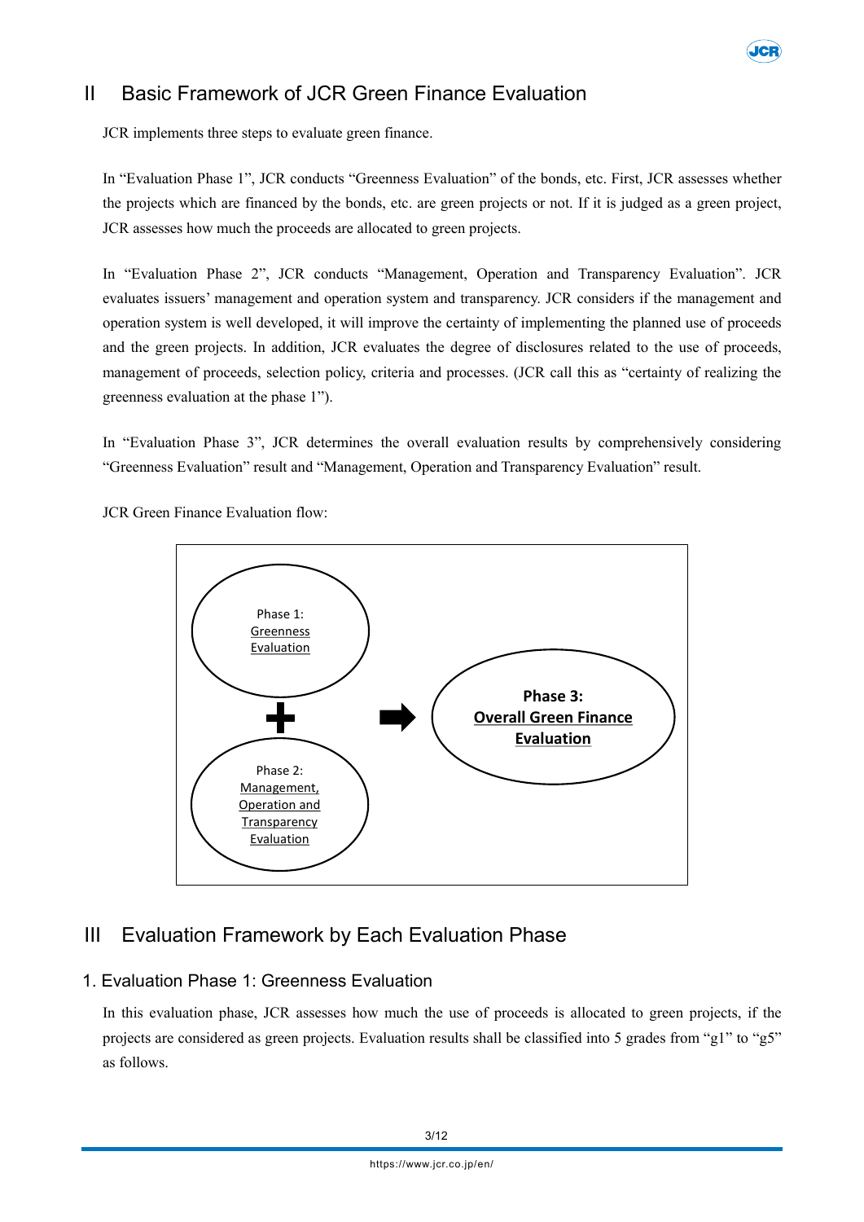## II Basic Framework of JCR Green Finance Evaluation

JCR implements three steps to evaluate green finance.

In "Evaluation Phase 1", JCR conducts "Greenness Evaluation" of the bonds, etc. First, JCR assesses whether the projects which are financed by the bonds, etc. are green projects or not. If it is judged as a green project, JCR assesses how much the proceeds are allocated to green projects.

In "Evaluation Phase 2", JCR conducts "Management, Operation and Transparency Evaluation". JCR evaluates issuers' management and operation system and transparency. JCR considers if the management and operation system is well developed, it will improve the certainty of implementing the planned use of proceeds and the green projects. In addition, JCR evaluates the degree of disclosures related to the use of proceeds, management of proceeds, selection policy, criteria and processes. (JCR call this as "certainty of realizing the greenness evaluation at the phase 1").

In "Evaluation Phase 3", JCR determines the overall evaluation results by comprehensively considering "Greenness Evaluation" result and "Management, Operation and Transparency Evaluation" result.

JCR Green Finance Evaluation flow:

Phase 1: Greenness Evaluation

+

Phase 2: Management, Operation and Transparency Evaluation

➡

**Phase 3: Overall Green Finance Evaluation**

## III Evaluation Framework by Each Evaluation Phase

### 1. Evaluation Phase 1: Greenness Evaluation

In this evaluation phase, JCR assesses how much the use of proceeds is allocated to green projects, if the projects are considered as green projects. Evaluation results shall be classified into 5 grades from "g1" to "g5" as follows.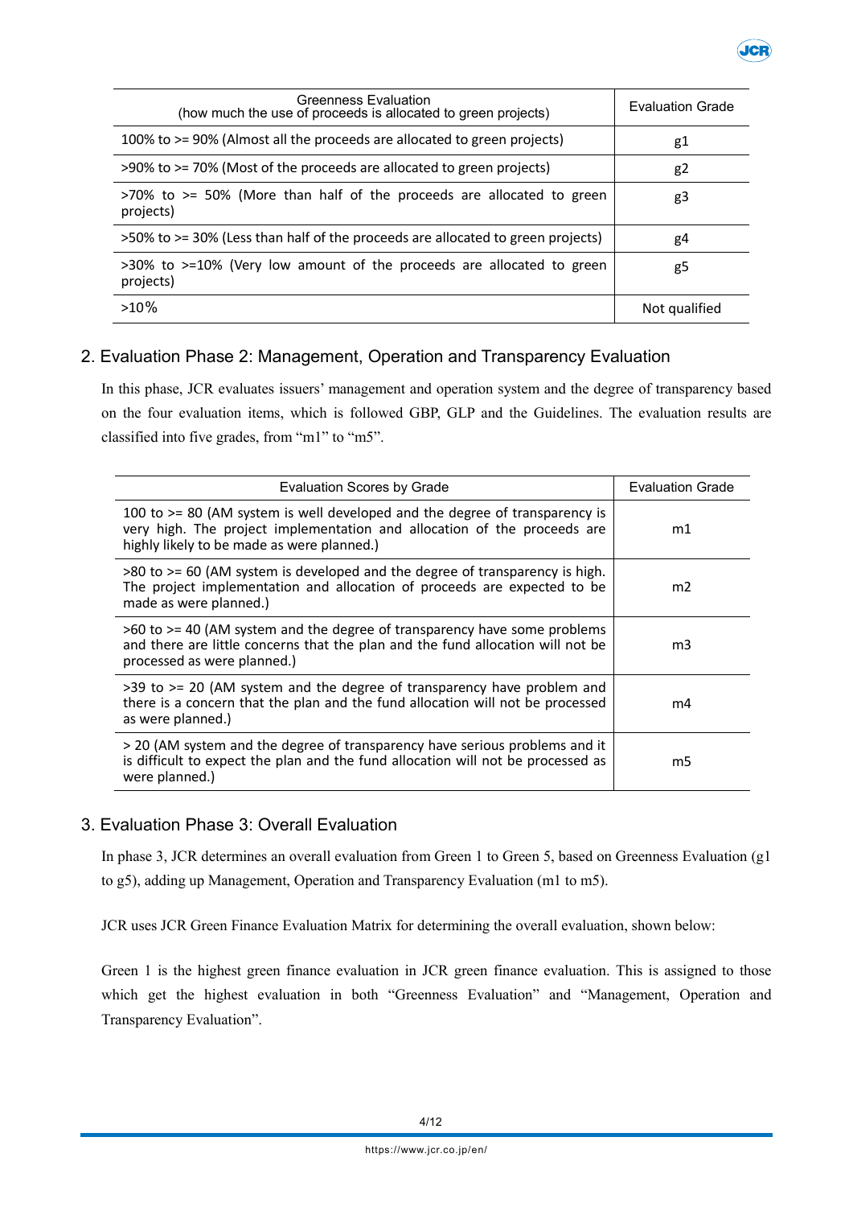| Greenness Evaluation<br>(how much the use of proceeds is allocated to green projects) | Evaluation Grade |
|---|---|
| 100% to >= 90% (Almost all the proceeds are allocated to green projects) | g1 |
| >90% to >= 70% (Most of the proceeds are allocated to green projects) | g2 |
| >70% to >= 50% (More than half of the proceeds are allocated to green projects) | g3 |
| >50% to >= 30% (Less than half of the proceeds are allocated to green projects) | g4 |
| >30% to >=10% (Very low amount of the proceeds are allocated to green projects) | g5 |
| >10％ | Not qualified |

## 2. Evaluation Phase 2: Management, Operation and Transparency Evaluation

In this phase, JCR evaluates issuers' management and operation system and the degree of transparency based on the four evaluation items, which is followed GBP, GLP and the Guidelines. The evaluation results are classified into five grades, from "m1" to "m5".

| Evaluation Scores by Grade | Evaluation Grade |
|---|---|
| 100 to >= 80 (AM system is well developed and the degree of transparency is very high. The project implementation and allocation of the proceeds are highly likely to be made as were planned.) | m1 |
| >80 to >= 60 (AM system is developed and the degree of transparency is high. The project implementation and allocation of proceeds are expected to be made as were planned.) | m2 |
| >60 to >= 40 (AM system and the degree of transparency have some problems and there are little concerns that the plan and the fund allocation will not be processed as were planned.) | m3 |
| >39 to >= 20 (AM system and the degree of transparency have problem and there is a concern that the plan and the fund allocation will not be processed as were planned.) | m4 |
| > 20 (AM system and the degree of transparency have serious problems and it is difficult to expect the plan and the fund allocation will not be processed as were planned.) | m5 |

## 3. Evaluation Phase 3: Overall Evaluation

In phase 3, JCR determines an overall evaluation from Green 1 to Green 5, based on Greenness Evaluation (g1 to g5), adding up Management, Operation and Transparency Evaluation (m1 to m5).

JCR uses JCR Green Finance Evaluation Matrix for determining the overall evaluation, shown below:

Green 1 is the highest green finance evaluation in JCR green finance evaluation. This is assigned to those which get the highest evaluation in both "Greenness Evaluation" and "Management, Operation and Transparency Evaluation".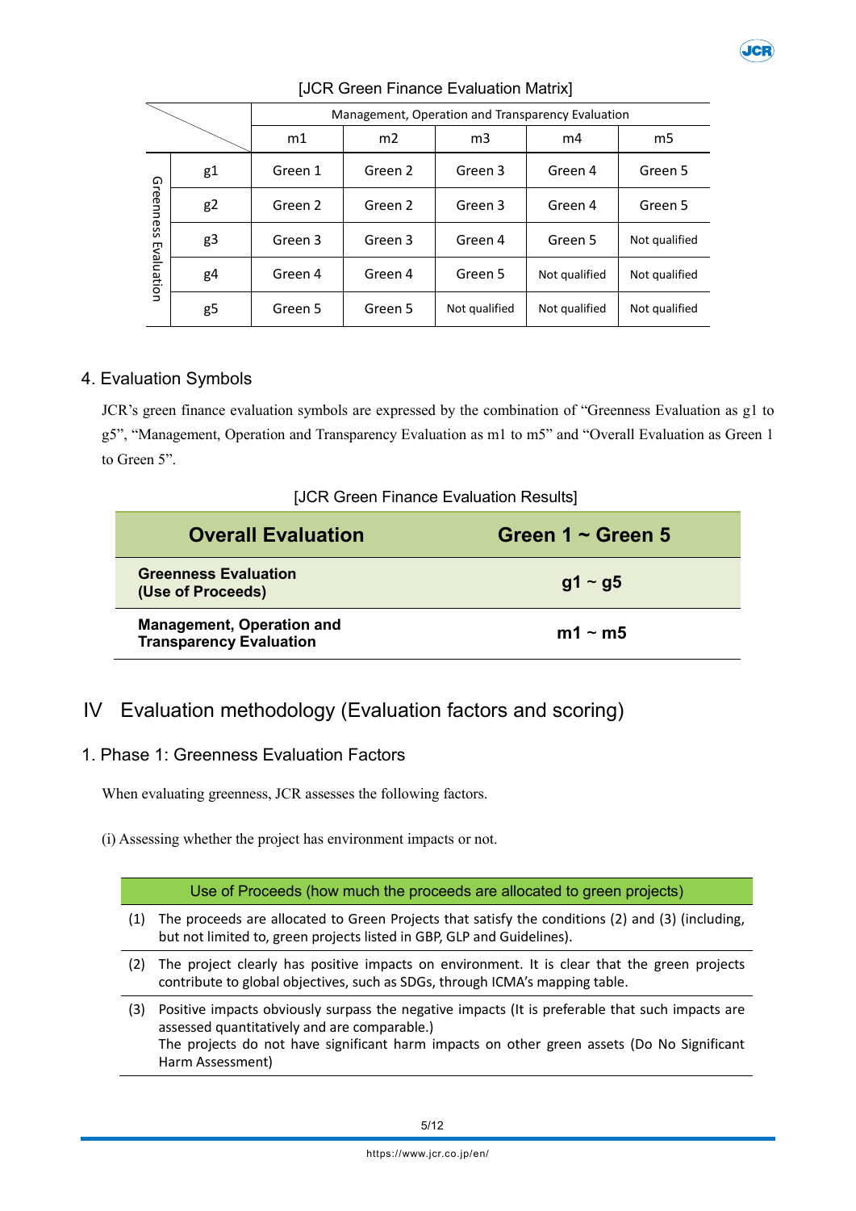[JCR Green Finance Evaluation Matrix]

| | | Management, Operation and Transparency Evaluation | | | | |
|---|---|---|---|---|---|---|
| | | m1 | m2 | m3 | m4 | m5 |
| Greenness Evaluation | g1 | Green 1 | Green 2 | Green 3 | Green 4 | Green 5 |
| | g2 | Green 2 | Green 2 | Green 3 | Green 4 | Green 5 |
| | g3 | Green 3 | Green 3 | Green 4 | Green 5 | Not qualified |
| | g4 | Green 4 | Green 4 | Green 5 | Not qualified | Not qualified |
| | g5 | Green 5 | Green 5 | Not qualified | Not qualified | Not qualified |

## 4. Evaluation Symbols

JCR's green finance evaluation symbols are expressed by the combination of "Greenness Evaluation as g1 to g5", "Management, Operation and Transparency Evaluation as m1 to m5" and "Overall Evaluation as Green 1 to Green 5".

[JCR Green Finance Evaluation Results]

| **Overall Evaluation** | **Green 1 ~ Green 5** |
|---|---|
| **Greenness Evaluation (Use of Proceeds)** | **g1 ~ g5** |
| **Management, Operation and Transparency Evaluation** | **m1 ~ m5** |

# IV Evaluation methodology (Evaluation factors and scoring)

## 1. Phase 1: Greenness Evaluation Factors

When evaluating greenness, JCR assesses the following factors.

(i) Assessing whether the project has environment impacts or not.

| Use of Proceeds (how much the proceeds are allocated to green projects) |
|---|
| (1) The proceeds are allocated to Green Projects that satisfy the conditions (2) and (3) (including, but not limited to, green projects listed in GBP, GLP and Guidelines). |
| (2) The project clearly has positive impacts on environment. It is clear that the green projects contribute to global objectives, such as SDGs, through ICMA's mapping table. |
| (3) Positive impacts obviously surpass the negative impacts (It is preferable that such impacts are assessed quantitatively and are comparable.)<br>The projects do not have significant harm impacts on other green assets (Do No Significant Harm Assessment) |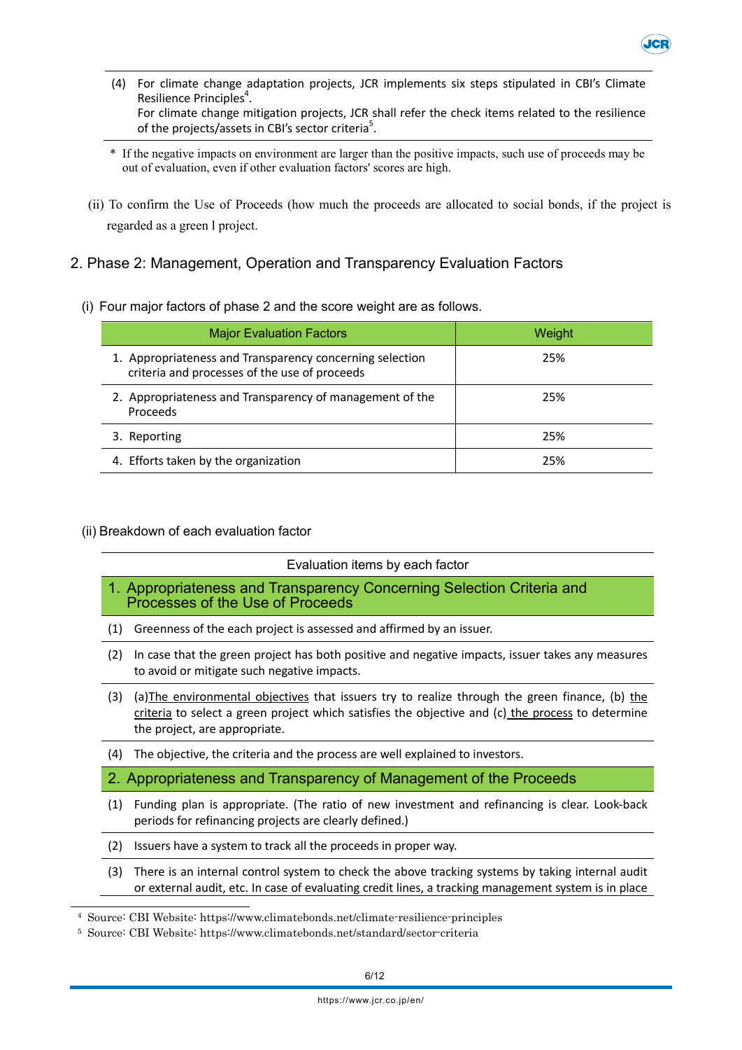| | |
|---|---|
| (4) | For climate change adaptation projects, JCR implements six steps stipulated in CBI's Climate Resilience Principles[4]. For climate change mitigation projects, JCR shall refer the check items related to the resilience of the projects/assets in CBI's sector criteria[5]. |

\* If the negative impacts on environment are larger than the positive impacts, such use of proceeds may be out of evaluation, even if other evaluation factors' scores are high.

(ii) To confirm the Use of Proceeds (how much the proceeds are allocated to social bonds, if the project is regarded as a green l project.

## 2. Phase 2: Management, Operation and Transparency Evaluation Factors

(i) Four major factors of phase 2 and the score weight are as follows.

| Major Evaluation Factors | Weight |
|---|---|
| 1. Appropriateness and Transparency concerning selection criteria and processes of the use of proceeds | 25% |
| 2. Appropriateness and Transparency of management of the Proceeds | 25% |
| 3. Reporting | 25% |
| 4. Efforts taken by the organization | 25% |

(ii) Breakdown of each evaluation factor

| Evaluation items by each factor | |
|---|---|
| **1. Appropriateness and Transparency Concerning Selection Criteria and Processes of the Use of Proceeds** | |
| (1) | Greenness of the each project is assessed and affirmed by an issuer. |
| (2) | In case that the green project has both positive and negative impacts, issuer takes any measures to avoid or mitigate such negative impacts. |
| (3) | (a)The environmental objectives that issuers try to realize through the green finance, (b) the criteria to select a green project which satisfies the objective and (c) the process to determine the project, are appropriate. |
| (4) | The objective, the criteria and the process are well explained to investors. |
| **2. Appropriateness and Transparency of Management of the Proceeds** | |
| (1) | Funding plan is appropriate. (The ratio of new investment and refinancing is clear. Look-back periods for refinancing projects are clearly defined.) |
| (2) | Issuers have a system to track all the proceeds in proper way. |
| (3) | There is an internal control system to check the above tracking systems by taking internal audit or external audit, etc. In case of evaluating credit lines, a tracking management system is in place |

[4] Source: CBI Website: https://www.climatebonds.net/climate-resilience-principles

[5] Source: CBI Website: https://www.climatebonds.net/standard/sector-criteria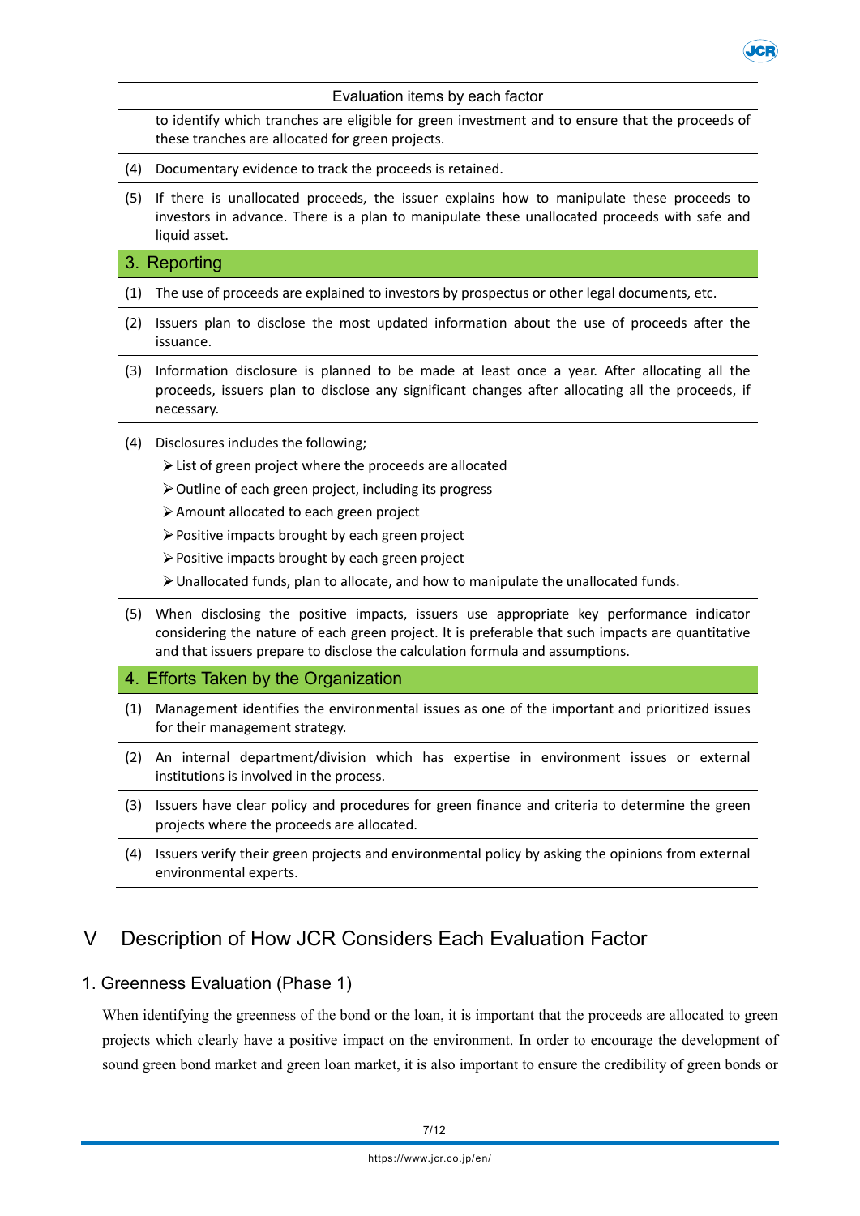| Evaluation items by each factor |
|---|
| to identify which tranches are eligible for green investment and to ensure that the proceeds of these tranches are allocated for green projects. |
| (4) Documentary evidence to track the proceeds is retained. |
| (5) If there is unallocated proceeds, the issuer explains how to manipulate these proceeds to investors in advance. There is a plan to manipulate these unallocated proceeds with safe and liquid asset. |
| **3. Reporting** |
| (1) The use of proceeds are explained to investors by prospectus or other legal documents, etc. |
| (2) Issuers plan to disclose the most updated information about the use of proceeds after the issuance. |
| (3) Information disclosure is planned to be made at least once a year. After allocating all the proceeds, issuers plan to disclose any significant changes after allocating all the proceeds, if necessary. |
| (4) Disclosures includes the following;<br>➢ List of green project where the proceeds are allocated<br>➢ Outline of each green project, including its progress<br>➢ Amount allocated to each green project<br>➢ Positive impacts brought by each green project<br>➢ Positive impacts brought by each green project<br>➢ Unallocated funds, plan to allocate, and how to manipulate the unallocated funds. |
| (5) When disclosing the positive impacts, issuers use appropriate key performance indicator considering the nature of each green project. It is preferable that such impacts are quantitative and that issuers prepare to disclose the calculation formula and assumptions. |
| **4. Efforts Taken by the Organization** |
| (1) Management identifies the environmental issues as one of the important and prioritized issues for their management strategy. |
| (2) An internal department/division which has expertise in environment issues or external institutions is involved in the process. |
| (3) Issuers have clear policy and procedures for green finance and criteria to determine the green projects where the proceeds are allocated. |
| (4) Issuers verify their green projects and environmental policy by asking the opinions from external environmental experts. |

# V Description of How JCR Considers Each Evaluation Factor

## 1. Greenness Evaluation (Phase 1)

When identifying the greenness of the bond or the loan, it is important that the proceeds are allocated to green projects which clearly have a positive impact on the environment. In order to encourage the development of sound green bond market and green loan market, it is also important to ensure the credibility of green bonds or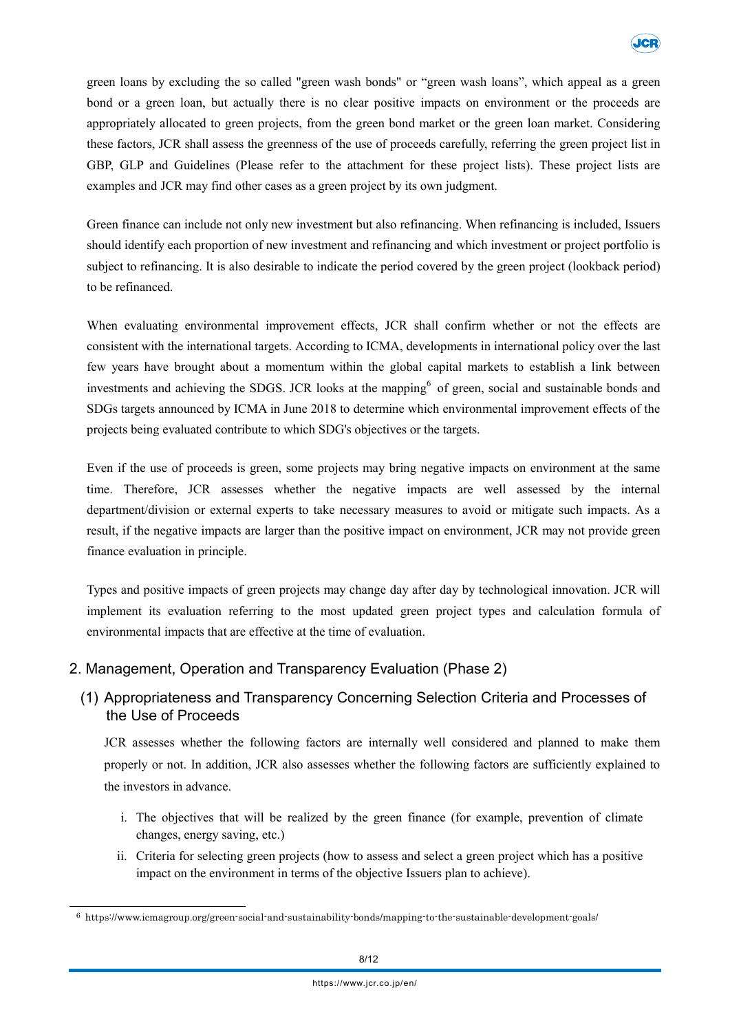green loans by excluding the so called "green wash bonds" or "green wash loans", which appeal as a green bond or a green loan, but actually there is no clear positive impacts on environment or the proceeds are appropriately allocated to green projects, from the green bond market or the green loan market. Considering these factors, JCR shall assess the greenness of the use of proceeds carefully, referring the green project list in GBP, GLP and Guidelines (Please refer to the attachment for these project lists). These project lists are examples and JCR may find other cases as a green project by its own judgment.

Green finance can include not only new investment but also refinancing. When refinancing is included, Issuers should identify each proportion of new investment and refinancing and which investment or project portfolio is subject to refinancing. It is also desirable to indicate the period covered by the green project (lookback period) to be refinanced.

When evaluating environmental improvement effects, JCR shall confirm whether or not the effects are consistent with the international targets. According to ICMA, developments in international policy over the last few years have brought about a momentum within the global capital markets to establish a link between investments and achieving the SDGS. JCR looks at the mapping[6] of green, social and sustainable bonds and SDGs targets announced by ICMA in June 2018 to determine which environmental improvement effects of the projects being evaluated contribute to which SDG's objectives or the targets.

Even if the use of proceeds is green, some projects may bring negative impacts on environment at the same time. Therefore, JCR assesses whether the negative impacts are well assessed by the internal department/division or external experts to take necessary measures to avoid or mitigate such impacts. As a result, if the negative impacts are larger than the positive impact on environment, JCR may not provide green finance evaluation in principle.

Types and positive impacts of green projects may change day after day by technological innovation. JCR will implement its evaluation referring to the most updated green project types and calculation formula of environmental impacts that are effective at the time of evaluation.

## 2. Management, Operation and Transparency Evaluation (Phase 2)

### (1) Appropriateness and Transparency Concerning Selection Criteria and Processes of the Use of Proceeds

JCR assesses whether the following factors are internally well considered and planned to make them properly or not. In addition, JCR also assesses whether the following factors are sufficiently explained to the investors in advance.

i. The objectives that will be realized by the green finance (for example, prevention of climate changes, energy saving, etc.)

ii. Criteria for selecting green projects (how to assess and select a green project which has a positive impact on the environment in terms of the objective Issuers plan to achieve).

[6] https://www.icmagroup.org/green-social-and-sustainability-bonds/mapping-to-the-sustainable-development-goals/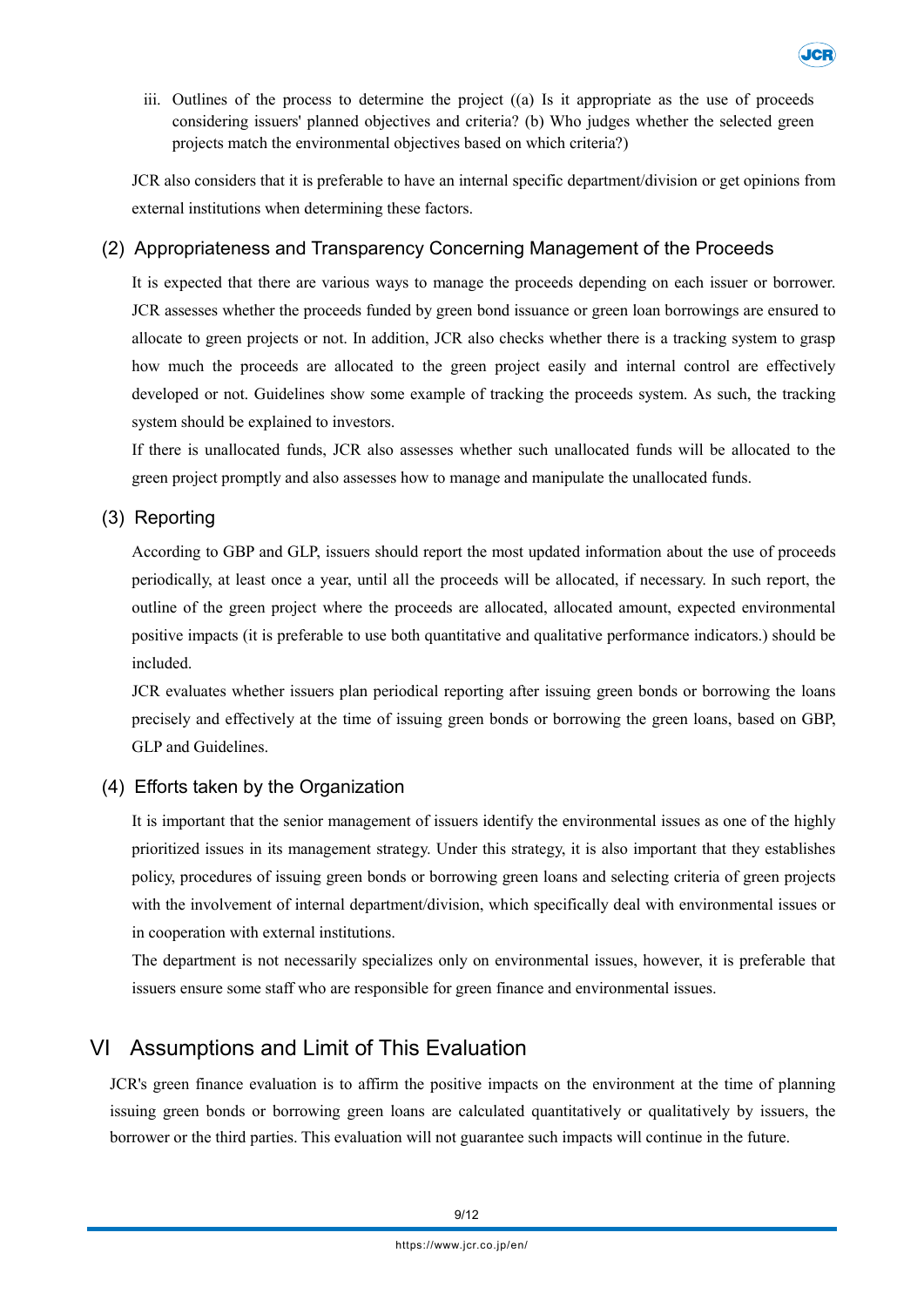iii. Outlines of the process to determine the project ((a) Is it appropriate as the use of proceeds considering issuers' planned objectives and criteria? (b) Who judges whether the selected green projects match the environmental objectives based on which criteria?)

JCR also considers that it is preferable to have an internal specific department/division or get opinions from external institutions when determining these factors.

### (2) Appropriateness and Transparency Concerning Management of the Proceeds

It is expected that there are various ways to manage the proceeds depending on each issuer or borrower. JCR assesses whether the proceeds funded by green bond issuance or green loan borrowings are ensured to allocate to green projects or not. In addition, JCR also checks whether there is a tracking system to grasp how much the proceeds are allocated to the green project easily and internal control are effectively developed or not. Guidelines show some example of tracking the proceeds system. As such, the tracking system should be explained to investors.

If there is unallocated funds, JCR also assesses whether such unallocated funds will be allocated to the green project promptly and also assesses how to manage and manipulate the unallocated funds.

### (3) Reporting

According to GBP and GLP, issuers should report the most updated information about the use of proceeds periodically, at least once a year, until all the proceeds will be allocated, if necessary. In such report, the outline of the green project where the proceeds are allocated, allocated amount, expected environmental positive impacts (it is preferable to use both quantitative and qualitative performance indicators.) should be included.

JCR evaluates whether issuers plan periodical reporting after issuing green bonds or borrowing the loans precisely and effectively at the time of issuing green bonds or borrowing the green loans, based on GBP, GLP and Guidelines.

### (4) Efforts taken by the Organization

It is important that the senior management of issuers identify the environmental issues as one of the highly prioritized issues in its management strategy. Under this strategy, it is also important that they establishes policy, procedures of issuing green bonds or borrowing green loans and selecting criteria of green projects with the involvement of internal department/division, which specifically deal with environmental issues or in cooperation with external institutions.

The department is not necessarily specializes only on environmental issues, however, it is preferable that issuers ensure some staff who are responsible for green finance and environmental issues.

## VI Assumptions and Limit of This Evaluation

JCR's green finance evaluation is to affirm the positive impacts on the environment at the time of planning issuing green bonds or borrowing green loans are calculated quantitatively or qualitatively by issuers, the borrower or the third parties. This evaluation will not guarantee such impacts will continue in the future.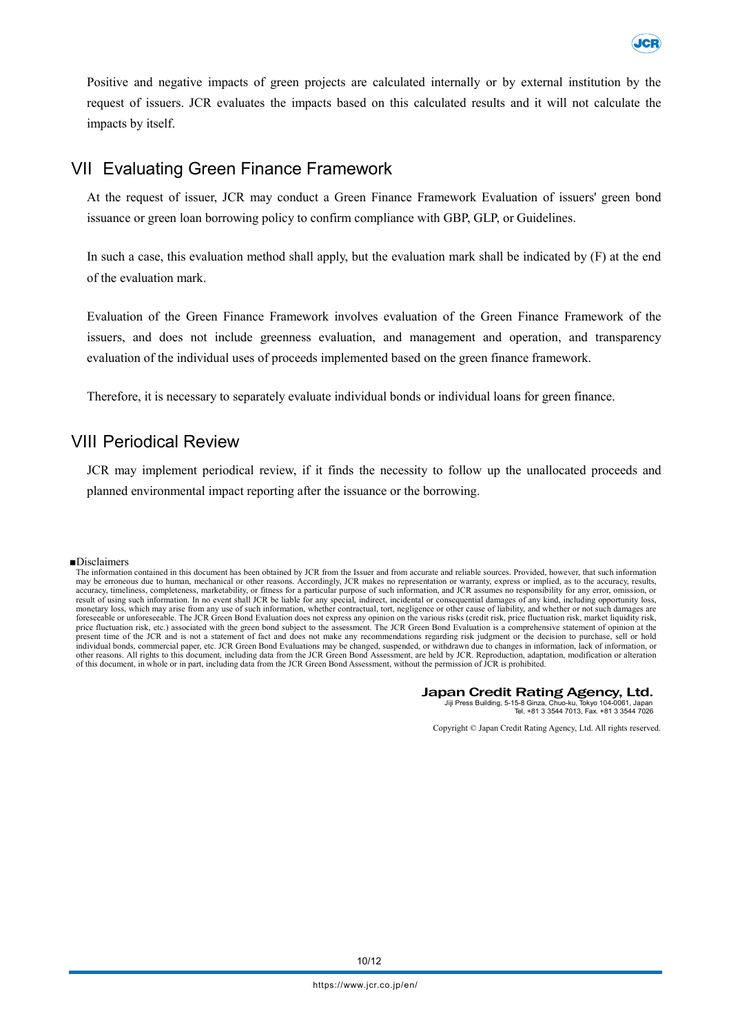Positive and negative impacts of green projects are calculated internally or by external institution by the request of issuers. JCR evaluates the impacts based on this calculated results and it will not calculate the impacts by itself.

## VII Evaluating Green Finance Framework

At the request of issuer, JCR may conduct a Green Finance Framework Evaluation of issuers' green bond issuance or green loan borrowing policy to confirm compliance with GBP, GLP, or Guidelines.

In such a case, this evaluation method shall apply, but the evaluation mark shall be indicated by (F) at the end of the evaluation mark.

Evaluation of the Green Finance Framework involves evaluation of the Green Finance Framework of the issuers, and does not include greenness evaluation, and management and operation, and transparency evaluation of the individual uses of proceeds implemented based on the green finance framework.

Therefore, it is necessary to separately evaluate individual bonds or individual loans for green finance.

## VIII Periodical Review

JCR may implement periodical review, if it finds the necessity to follow up the unallocated proceeds and planned environmental impact reporting after the issuance or the borrowing.

■Disclaimers

The information contained in this document has been obtained by JCR from the Issuer and from accurate and reliable sources. Provided, however, that such information may be erroneous due to human, mechanical or other reasons. Accordingly, JCR makes no representation or warranty, express or implied, as to the accuracy, results, accuracy, timeliness, completeness, marketability, or fitness for a particular purpose of such information, and JCR assumes no responsibility for any error, omission, or result of using such information. In no event shall JCR be liable for any special, indirect, incidental or consequential damages of any kind, including opportunity loss, monetary loss, which may arise from any use of such information, whether contractual, tort, negligence or other cause of liability, and whether or not such damages are foreseeable or unforeseeable. The JCR Green Bond Evaluation does not express any opinion on the various risks (credit risk, price fluctuation risk, market liquidity risk, price fluctuation risk, etc.) associated with the green bond subject to the assessment. The JCR Green Bond Evaluation is a comprehensive statement of opinion at the present time of the JCR and is not a statement of fact and does not make any recommendations regarding risk judgment or the decision to purchase, sell or hold individual bonds, commercial paper, etc. JCR Green Bond Evaluations may be changed, suspended, or withdrawn due to changes in information, lack of information, or other reasons. All rights to this document, including data from the JCR Green Bond Assessment, are held by JCR. Reproduction, adaptation, modification or alteration of this document, in whole or in part, including data from the JCR Green Bond Assessment, without the permission of JCR is prohibited.

**Japan Credit Rating Agency, Ltd.**
Jiji Press Building, 5-15-8 Ginza, Chuo-ku, Tokyo 104-0061, Japan
Tel. +81 3 3544 7013, Fax. +81 3 3544 7026

Copyright © Japan Credit Rating Agency, Ltd. All rights reserved.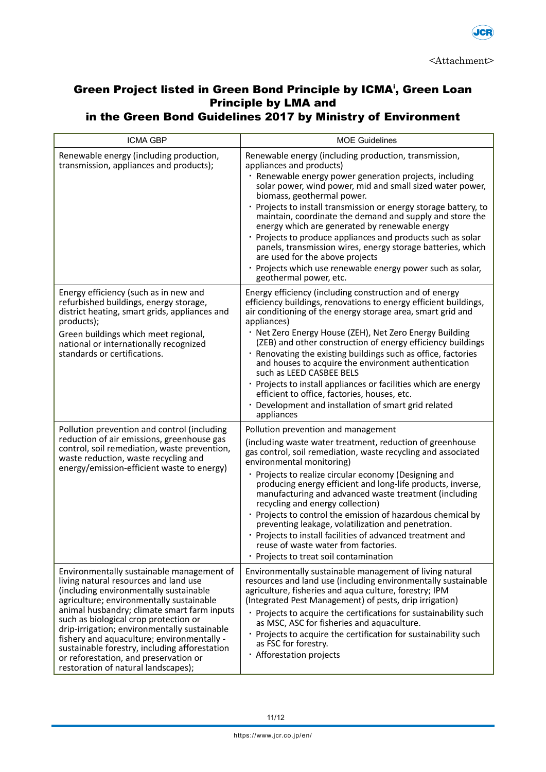<Attachment>

## Green Project listed in Green Bond Principle by ICMA[i], Green Loan Principle by LMA and in the Green Bond Guidelines 2017 by Ministry of Environment

| ICMA GBP | MOE Guidelines |
|---|---|
| Renewable energy (including production, transmission, appliances and products); | Renewable energy (including production, transmission, appliances and products)<br>・Renewable energy power generation projects, including solar power, wind power, mid and small sized water power, biomass, geothermal power.<br>・Projects to install transmission or energy storage battery, to maintain, coordinate the demand and supply and store the energy which are generated by renewable energy<br>・Projects to produce appliances and products such as solar panels, transmission wires, energy storage batteries, which are used for the above projects<br>・Projects which use renewable energy power such as solar, geothermal power, etc. |
| Energy efficiency (such as in new and refurbished buildings, energy storage, district heating, smart grids, appliances and products);<br>Green buildings which meet regional, national or internationally recognized standards or certifications. | Energy efficiency (including construction and of energy efficiency buildings, renovations to energy efficient buildings, air conditioning of the energy storage area, smart grid and appliances)<br>・Net Zero Energy House (ZEH), Net Zero Energy Building (ZEB) and other construction of energy efficiency buildings<br>・Renovating the existing buildings such as office, factories and houses to acquire the environment authentication such as LEED CASBEE BELS<br>・Projects to install appliances or facilities which are energy efficient to office, factories, houses, etc.<br>・Development and installation of smart grid related appliances |
| Pollution prevention and control (including reduction of air emissions, greenhouse gas control, soil remediation, waste prevention, waste reduction, waste recycling and energy/emission-efficient waste to energy) | Pollution prevention and management<br>(including waste water treatment, reduction of greenhouse gas control, soil remediation, waste recycling and associated environmental monitoring)<br>・Projects to realize circular economy (Designing and producing energy efficient and long-life products, inverse, manufacturing and advanced waste treatment (including recycling and energy collection)<br>・Projects to control the emission of hazardous chemical by preventing leakage, volatilization and penetration.<br>・Projects to install facilities of advanced treatment and reuse of waste water from factories.<br>・Projects to treat soil contamination |
| Environmentally sustainable management of living natural resources and land use (including environmentally sustainable agriculture; environmentally sustainable animal husbandry; climate smart farm inputs such as biological crop protection or drip-irrigation; environmentally sustainable fishery and aquaculture; environmentally - sustainable forestry, including afforestation or reforestation, and preservation or restoration of natural landscapes); | Environmentally sustainable management of living natural resources and land use (including environmentally sustainable agriculture, fisheries and aqua culture, forestry; IPM (Integrated Pest Management) of pests, drip irrigation)<br>・Projects to acquire the certifications for sustainability such as MSC, ASC for fisheries and aquaculture.<br>・Projects to acquire the certification for sustainability such as FSC for forestry.<br>・Afforestation projects |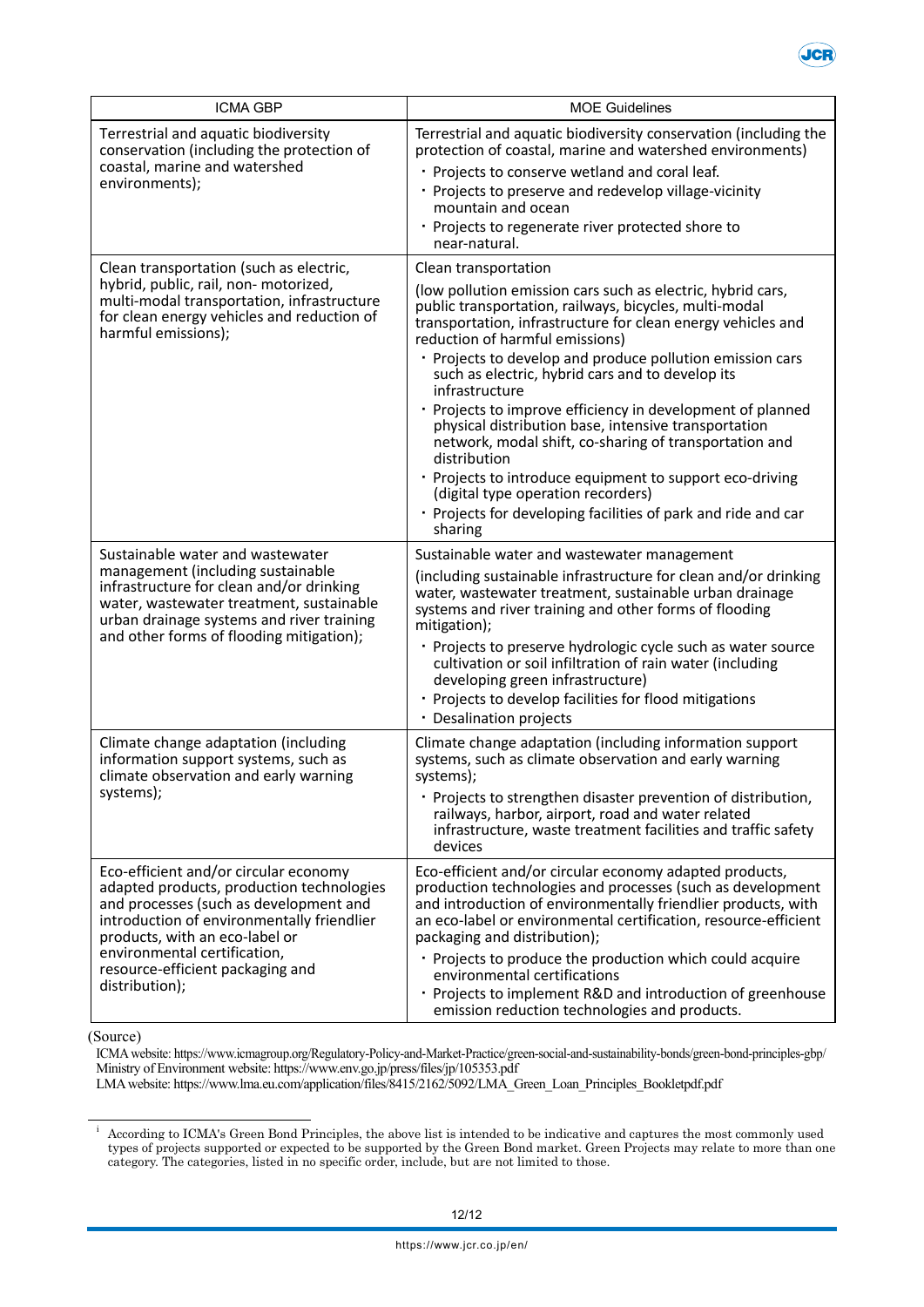| ICMA GBP | MOE Guidelines |
|---|---|
| Terrestrial and aquatic biodiversity conservation (including the protection of coastal, marine and watershed environments); | Terrestrial and aquatic biodiversity conservation (including the protection of coastal, marine and watershed environments)<br>・Projects to conserve wetland and coral leaf.<br>・Projects to preserve and redevelop village-vicinity mountain and ocean<br>・Projects to regenerate river protected shore to near-natural. |
| Clean transportation (such as electric, hybrid, public, rail, non- motorized, multi-modal transportation, infrastructure for clean energy vehicles and reduction of harmful emissions); | Clean transportation<br>(low pollution emission cars such as electric, hybrid cars, public transportation, railways, bicycles, multi-modal transportation, infrastructure for clean energy vehicles and reduction of harmful emissions)<br>・Projects to develop and produce pollution emission cars such as electric, hybrid cars and to develop its infrastructure<br>・Projects to improve efficiency in development of planned physical distribution base, intensive transportation network, modal shift, co-sharing of transportation and distribution<br>・Projects to introduce equipment to support eco-driving (digital type operation recorders)<br>・Projects for developing facilities of park and ride and car sharing |
| Sustainable water and wastewater management (including sustainable infrastructure for clean and/or drinking water, wastewater treatment, sustainable urban drainage systems and river training and other forms of flooding mitigation); | Sustainable water and wastewater management<br>(including sustainable infrastructure for clean and/or drinking water, wastewater treatment, sustainable urban drainage systems and river training and other forms of flooding mitigation);<br>・Projects to preserve hydrologic cycle such as water source cultivation or soil infiltration of rain water (including developing green infrastructure)<br>・Projects to develop facilities for flood mitigations<br>・Desalination projects |
| Climate change adaptation (including information support systems, such as climate observation and early warning systems); | Climate change adaptation (including information support systems, such as climate observation and early warning systems);<br>・Projects to strengthen disaster prevention of distribution, railways, harbor, airport, road and water related infrastructure, waste treatment facilities and traffic safety devices |
| Eco-efficient and/or circular economy adapted products, production technologies and processes (such as development and introduction of environmentally friendlier products, with an eco-label or environmental certification, resource-efficient packaging and distribution); | Eco-efficient and/or circular economy adapted products, production technologies and processes (such as development and introduction of environmentally friendlier products, with an eco-label or environmental certification, resource-efficient packaging and distribution);<br>・Projects to produce the production which could acquire environmental certifications<br>・Projects to implement R&D and introduction of greenhouse emission reduction technologies and products. |

(Source)

ICMA website: https://www.icmagroup.org/Regulatory-Policy-and-Market-Practice/green-social-and-sustainability-bonds/green-bond-principles-gbp/
Ministry of Environment website: https://www.env.go.jp/press/files/jp/105353.pdf
LMA website: https://www.lma.eu.com/application/files/8415/2162/5092/LMA_Green_Loan_Principles_Bookletpdf.pdf

---

[i] According to ICMA's Green Bond Principles, the above list is intended to be indicative and captures the most commonly used types of projects supported or expected to be supported by the Green Bond market. Green Projects may relate to more than one category. The categories, listed in no specific order, include, but are not limited to those.